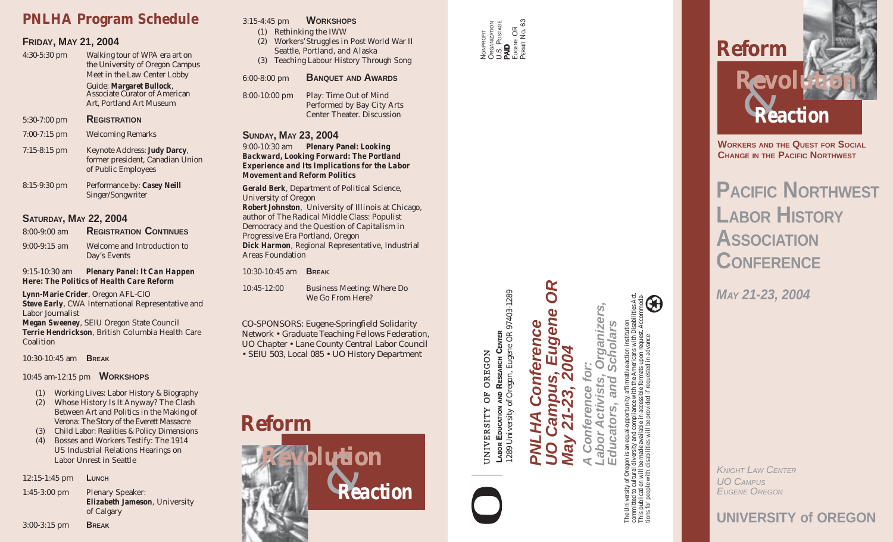# PNLHA Program Schedule

## Friday, May 21, 2004

4:30-5:30 pm — Walking tour of WPA era art on the University of Oregon Campus. Meet in the Law Center Lobby
Guide: **Margaret Bullock**, Associate Curator of American Art, Portland Art Museum

5:30-7:00 pm — **Registration**

7:00-7:15 pm — Welcoming Remarks

7:15-8:15 pm — Keynote Address: **Judy Darcy**, former president, Canadian Union of Public Employees

8:15-9:30 pm — Performance by: **Casey Neill** Singer/Songwriter

## Saturday, May 22, 2004

8:00-9:00 am — **Registration Continues**

9:00-9:15 am — Welcome and Introduction to Day's Events

9:15-10:30 am — ***Plenary Panel: It Can Happen Here: The Politics of Health Care Reform***

**Lynn-Marie Crider**, Oregon AFL-CIO
**Steve Early**, CWA International Representative and Labor Journalist
**Megan Sweeney**, SEIU Oregon State Council
**Terrie Hendrickson**, British Columbia Health Care Coalition

10:30-10:45 am — **Break**

10:45 am-12:15 pm — **Workshops**

1. Working Lives: Labor History & Biography
2. Whose History Is It Anyway? The Clash Between Art and Politics in the Making of Verona: The Story of the Everett Massacre
3. Child Labor: Realities & Policy Dimensions
4. Bosses and Workers Testify: The 1914 US Industrial Relations Hearings on Labor Unrest in Seattle

12:15-1:45 pm — **Lunch**

1:45-3:00 pm — Plenary Speaker: **Elizabeth Jameson**, University of Calgary

3:00-3:15 pm — **Break**

3:15-4:45 pm — **Workshops**

1. Rethinking the IWW
2. Workers' Struggles in Post World War II Seattle, Portland, and Alaska
3. Teaching Labour History Through Song

6:00-8:00 pm — **Banquet and Awards**

8:00-10:00 pm — Play: Time Out of Mind. Performed by Bay City Arts Center Theater. Discussion

## Sunday, May 23, 2004

9:00-10:30 am — ***Plenary Panel: Looking Backward, Looking Forward: The Portland Experience and Its Implications for the Labor Movement and Reform Politics***

**Gerald Berk**, Department of Political Science, University of Oregon
**Robert Johnston**, University of Illinois at Chicago, author of The Radical Middle Class: Populist Democracy and the Question of Capitalism in Progressive Era Portland, Oregon
**Dick Harmon**, Regional Representative, Industrial Areas Foundation

10:30-10:45 am — **Break**

10:45-12:00 — Business Meeting: Where Do We Go From Here?

CO-SPONSORS: Eugene-Springfield Solidarity Network • Graduate Teaching Fellows Federation, UO Chapter • Lane County Central Labor Council • SEIU 503, Local 085 • UO History Department

Reform Revolution & Reaction

Nonprofit Organization
U.S. Postage
**PAID**
Eugene OR
Permit No. 63

UNIVERSITY OF OREGON
**Labor Education and Research Center**
1289 University of Oregon, Eugene OR 97403-1289

***PNLHA Conference***
***UO Campus, Eugene OR***
***May 21-23, 2004***

*A Conference for:*
*Labor Activists, Organizers, Educators, and Scholars*

The University of Oregon is an equal-opportunity, affirmative-action institution committed to cultural diversity and compliance with the Americans with Disabilities Act. This publication will be made available in accessible formats upon request. Accommodations for people with disabilities will be provided if requested in advance.

# Reform Revolution & Reaction

**Workers and the Quest for Social Change in the Pacific Northwest**

## Pacific Northwest Labor History Association Conference

*May 21-23, 2004*

*Knight Law Center*
*UO Campus*
*Eugene Oregon*

**UNIVERSITY of OREGON**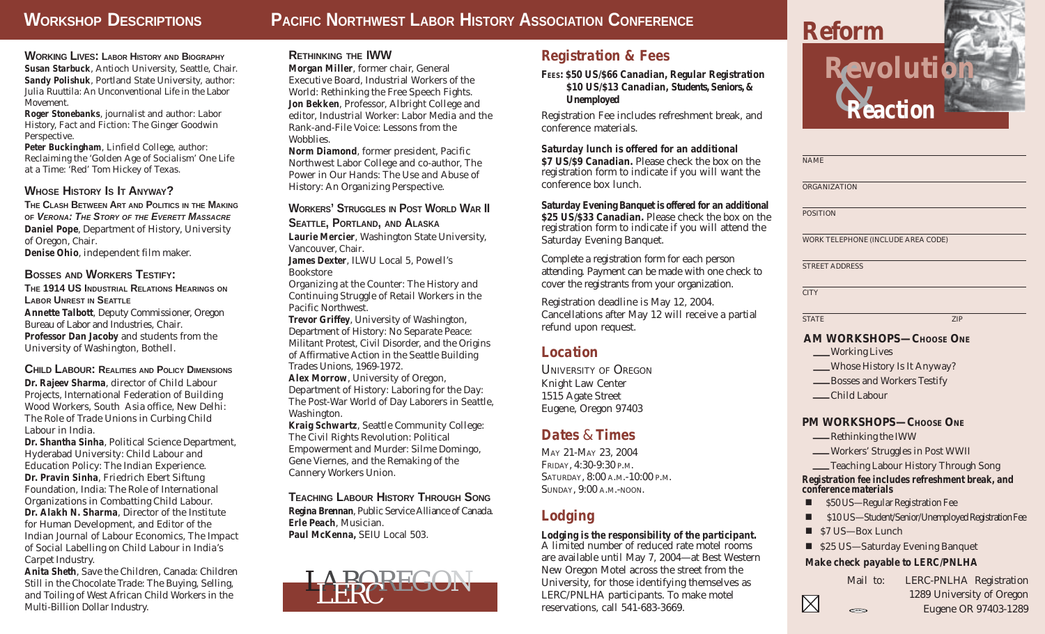# Workshop Descriptions

## Pacific Northwest Labor History Association Conference

### Working Lives: Labor History and Biography

**Susan Starbuck**, Antioch University, Seattle, Chair.
**Sandy Polishuk**, Portland State University, author: Julia Ruuttila: An Unconventional Life in the Labor Movement.
**Roger Stonebanks**, journalist and author: Labor History, Fact and Fiction: The Ginger Goodwin Perspective.
**Peter Buckingham**, Linfield College, author: Reclaiming the 'Golden Age of Socialism' One Life at a Time: 'Red' Tom Hickey of Texas.

### Whose History Is It Anyway?

**The Clash Between Art and Politics in the Making of *Verona: The Story of the Everett Massacre***
**Daniel Pope**, Department of History, University of Oregon, Chair.
**Denise Ohio**, independent film maker.

### Bosses and Workers Testify:

**The 1914 US Industrial Relations Hearings on Labor Unrest in Seattle**
**Annette Talbott**, Deputy Commissioner, Oregon Bureau of Labor and Industries, Chair.
**Professor Dan Jacoby** and students from the University of Washington, Bothell.

### Child Labour: Realities and Policy Dimensions

**Dr. Rajeev Sharma**, director of Child Labour Projects, International Federation of Building Wood Workers, South Asia office, New Delhi: The Role of Trade Unions in Curbing Child Labour in India.
**Dr. Shantha Sinha**, Political Science Department, Hyderabad University: Child Labour and Education Policy: The Indian Experience.
**Dr. Pravin Sinha**, Friedrich Ebert Siftung Foundation, India: The Role of International Organizations in Combatting Child Labour.
**Dr. Alakh N. Sharma**, Director of the Institute for Human Development, and Editor of the Indian Journal of Labour Economics, The Impact of Social Labelling on Child Labour in India's Carpet Industry.
**Anita Sheth**, Save the Children, Canada: Children Still in the Chocolate Trade: The Buying, Selling, and Toiling of West African Child Workers in the Multi-Billion Dollar Industry.

### Rethinking the IWW

**Morgan Miller**, former chair, General Executive Board, Industrial Workers of the World: Rethinking the Free Speech Fights.
**Jon Bekken**, Professor, Albright College and editor, Industrial Worker: Labor Media and the Rank-and-File Voice: Lessons from the Wobblies.
**Norm Diamond**, former president, Pacific Northwest Labor College and co-author, The Power in Our Hands: The Use and Abuse of History: An Organizing Perspective.

### Workers' Struggles in Post World War II Seattle, Portland, and Alaska

**Laurie Mercier**, Washington State University, Vancouver, Chair.
**James Dexter**, ILWU Local 5, Powell's Bookstore
Organizing at the Counter: The History and Continuing Struggle of Retail Workers in the Pacific Northwest.
**Trevor Griffey**, University of Washington, Department of History: No Separate Peace: Militant Protest, Civil Disorder, and the Origins of Affirmative Action in the Seattle Building Trades Unions, 1969-1972.
**Alex Morrow**, University of Oregon, Department of History: Laboring for the Day: The Post-War World of Day Laborers in Seattle, Washington.
**Kraig Schwartz**, Seattle Community College: The Civil Rights Revolution: Political Empowerment and Murder: Silme Domingo, Gene Viernes, and the Remaking of the Cannery Workers Union.

### Teaching Labour History Through Song

**Regina Brennan**, Public Service Alliance of Canada.
**Erle Peach**, Musician.
**Paul McKenna,** SEIU Local 503.

LABOREGON LERC

## Registration & Fees

**Fees: $50 US/$66 Canadian, Regular Registration**
**$10 US/$13 Canadian, Students, Seniors, & Unemployed**

Registration Fee includes refreshment break, and conference materials.

**Saturday lunch is offered for an additional $7 US/$9 Canadian.** Please check the box on the registration form to indicate if you will want the conference box lunch.

**Saturday Evening Banquet is offered for an additional $25 US/$33 Canadian.** Please check the box on the registration form to indicate if you will attend the Saturday Evening Banquet.

Complete a registration form for each person attending. Payment can be made with one check to cover the registrants from your organization.

Registration deadline is May 12, 2004. Cancellations after May 12 will receive a partial refund upon request.

## Location

University of Oregon
Knight Law Center
1515 Agate Street
Eugene, Oregon 97403

## Dates & Times

May 21-May 23, 2004
Friday, 4:30-9:30 p.m.
Saturday, 8:00 a.m.-10:00 p.m.
Sunday, 9:00 a.m.-noon.

## Lodging

**Lodging is the responsibility of the participant.** A limited number of reduced rate motel rooms are available until May 7, 2004—at Best Western New Oregon Motel across the street from the University, for those identifying themselves as LERC/PNLHA participants. To make motel reservations, call 541-683-3669.

# Reform Revolution & Reaction

NAME

ORGANIZATION

POSITION

WORK TELEPHONE (INCLUDE AREA CODE)

STREET ADDRESS

CITY

STATE ZIP

### AM Workshops—Choose One

- ___Working Lives
- ___Whose History Is It Anyway?
- ___Bosses and Workers Testify
- ___Child Labour

### PM Workshops—Choose One

- ___Rethinking the IWW
- ___Workers' Struggles in Post WWII
- ___Teaching Labour History Through Song

**Registration fee includes refreshment break, and conference materials**

- ■ $50 US—Regular Registration Fee
- ■ $10 US—Student/Senior/Unemployed Registration Fee
- ■ $7 US—Box Lunch
- ■ $25 US—Saturday Evening Banquet

**Make check payable to LERC/PNLHA**

Mail to: LERC-PNLHA Registration
1289 University of Oregon
Eugene OR 97403-1289